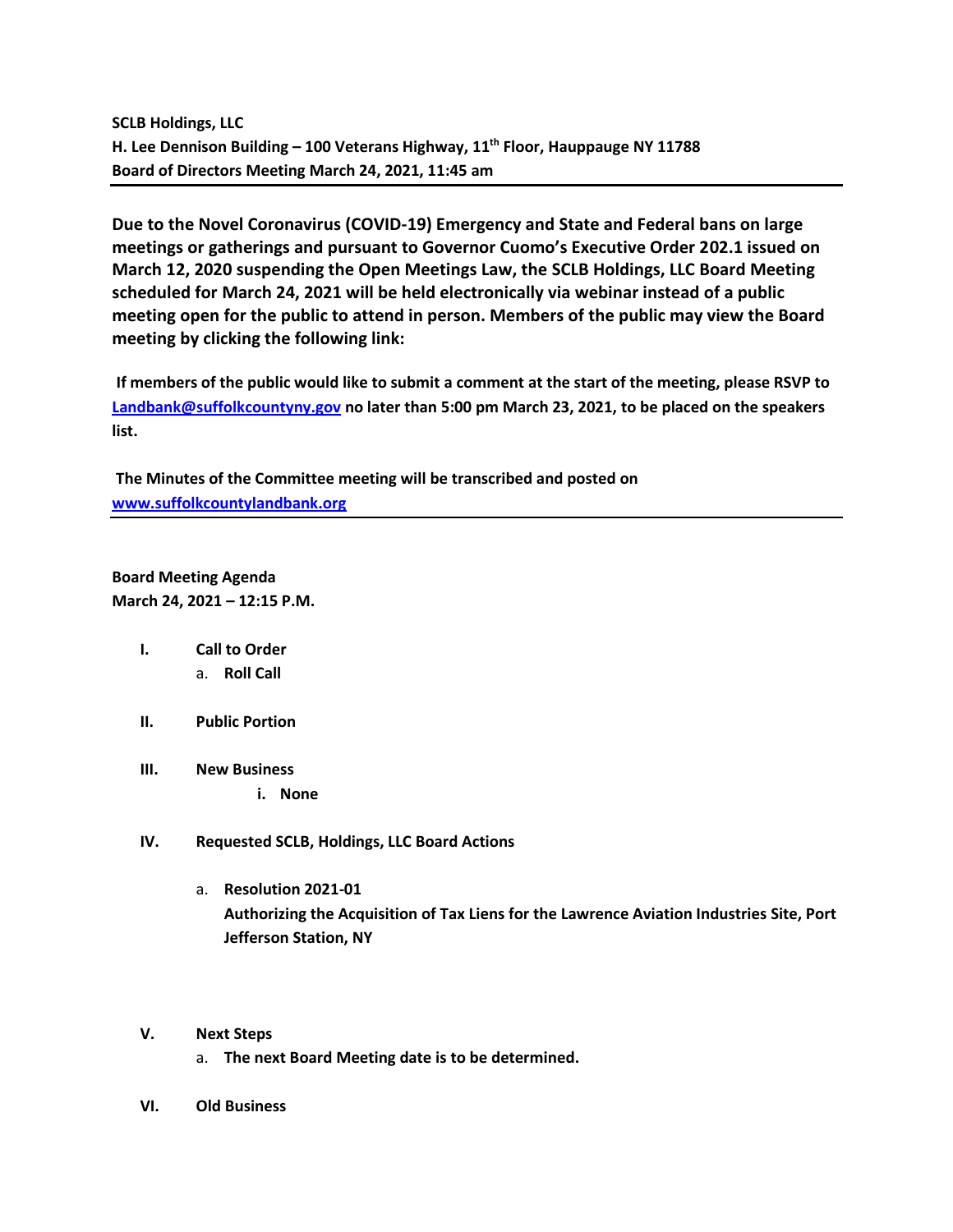**SCLB Holdings, LLC**
**H. Lee Dennison Building – 100 Veterans Highway, 11th Floor, Hauppauge NY 11788**
**Board of Directors Meeting March 24, 2021, 11:45 am**

---

**Due to the Novel Coronavirus (COVID-19) Emergency and State and Federal bans on large meetings or gatherings and pursuant to Governor Cuomo's Executive Order 202.1 issued on March 12, 2020 suspending the Open Meetings Law, the SCLB Holdings, LLC Board Meeting scheduled for March 24, 2021 will be held electronically via webinar instead of a public meeting open for the public to attend in person. Members of the public may view the Board meeting by clicking the following link:**

**If members of the public would like to submit a comment at the start of the meeting, please RSVP to [Landbank@suffolkcountyny.gov](mailto:Landbank@suffolkcountyny.gov) no later than 5:00 pm March 23, 2021, to be placed on the speakers list.**

**The Minutes of the Committee meeting will be transcribed and posted on [www.suffolkcountylandbank.org](http://www.suffolkcountylandbank.org)**

---

**Board Meeting Agenda**
**March 24, 2021 – 12:15 P.M.**

I. **Call to Order**
   a. **Roll Call**

II. **Public Portion**

III. **New Business**
   i. **None**

IV. **Requested SCLB, Holdings, LLC Board Actions**

   a. **Resolution 2021-01**
   **Authorizing the Acquisition of Tax Liens for the Lawrence Aviation Industries Site, Port Jefferson Station, NY**

V. **Next Steps**
   a. **The next Board Meeting date is to be determined.**

VI. **Old Business**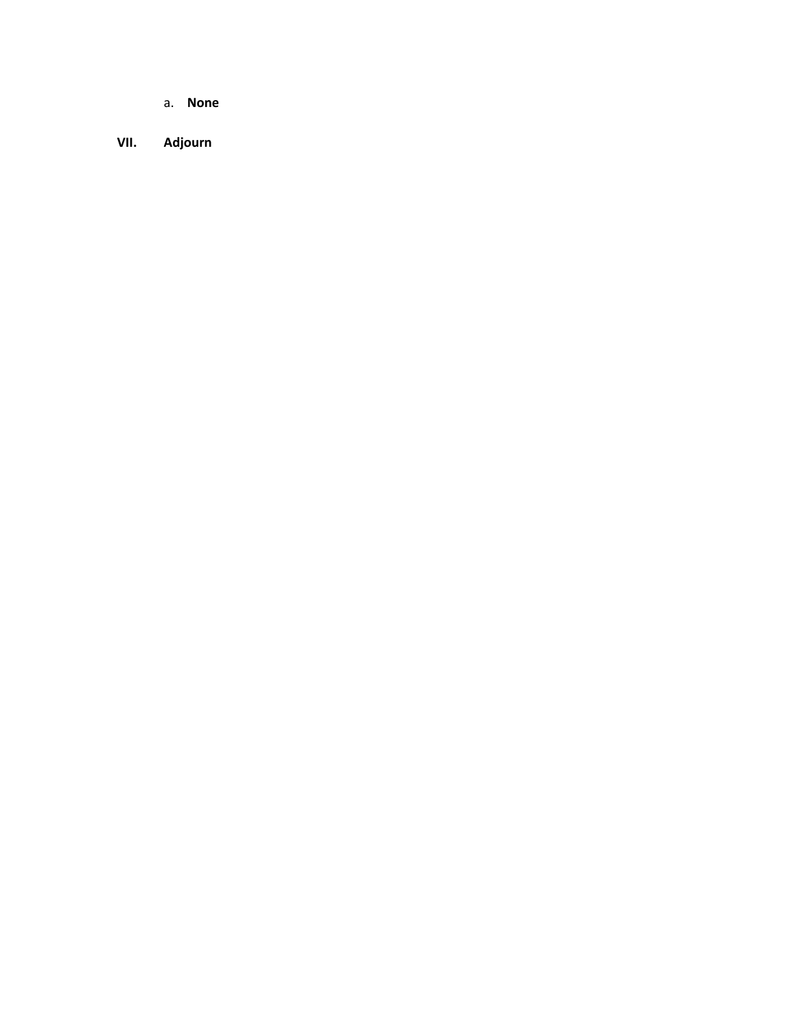a. **None**

**VII. Adjourn**